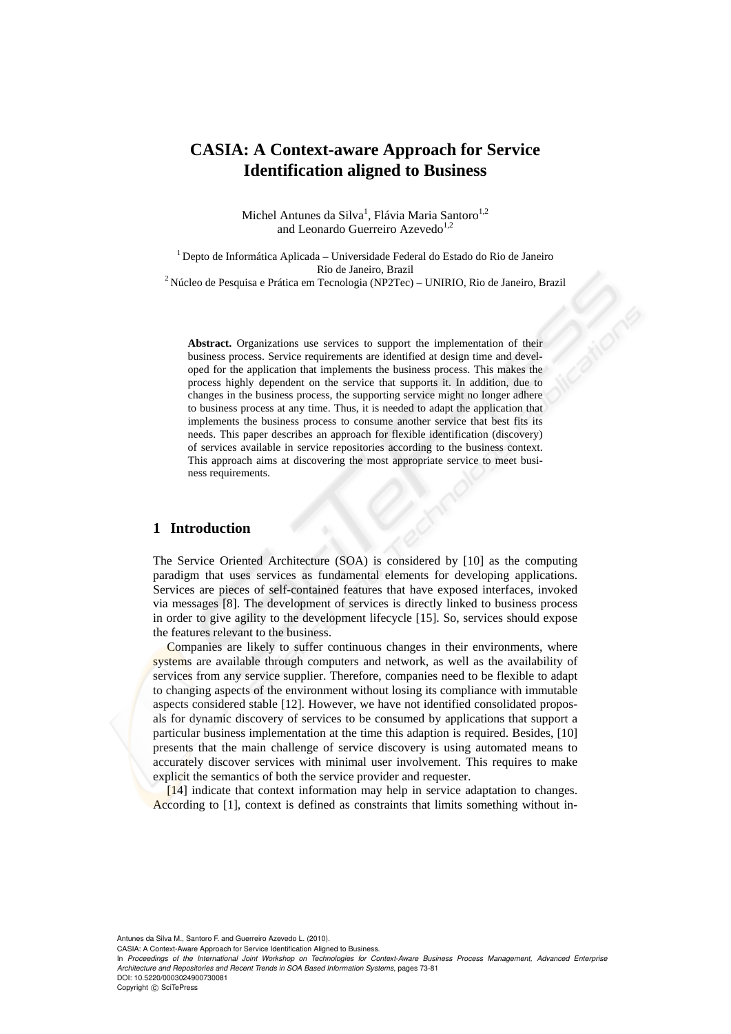# CASIA: A Context-aware Approach for Service Identification aligned to Business

Michel Antunes da Silva[1], Flávia Maria Santoro[1,2] and Leonardo Guerreiro Azevedo[1,2]

[1] Depto de Informática Aplicada – Universidade Federal do Estado do Rio de Janeiro Rio de Janeiro, Brazil
[2] Núcleo de Pesquisa e Prática em Tecnologia (NP2Tec) – UNIRIO, Rio de Janeiro, Brazil

**Abstract.** Organizations use services to support the implementation of their business process. Service requirements are identified at design time and developed for the application that implements the business process. This makes the process highly dependent on the service that supports it. In addition, due to changes in the business process, the supporting service might no longer adhere to business process at any time. Thus, it is needed to adapt the application that implements the business process to consume another service that best fits its needs. This paper describes an approach for flexible identification (discovery) of services available in service repositories according to the business context. This approach aims at discovering the most appropriate service to meet business requirements.

## 1 Introduction

The Service Oriented Architecture (SOA) is considered by [10] as the computing paradigm that uses services as fundamental elements for developing applications. Services are pieces of self-contained features that have exposed interfaces, invoked via messages [8]. The development of services is directly linked to business process in order to give agility to the development lifecycle [15]. So, services should expose the features relevant to the business.

Companies are likely to suffer continuous changes in their environments, where systems are available through computers and network, as well as the availability of services from any service supplier. Therefore, companies need to be flexible to adapt to changing aspects of the environment without losing its compliance with immutable aspects considered stable [12]. However, we have not identified consolidated proposals for dynamic discovery of services to be consumed by applications that support a particular business implementation at the time this adaption is required. Besides, [10] presents that the main challenge of service discovery is using automated means to accurately discover services with minimal user involvement. This requires to make explicit the semantics of both the service provider and requester.

[14] indicate that context information may help in service adaptation to changes. According to [1], context is defined as constraints that limits something without in-

Antunes da Silva M., Santoro F. and Guerreiro Azevedo L. (2010).
CASIA: A Context-Aware Approach for Service Identification Aligned to Business.
In *Proceedings of the International Joint Workshop on Technologies for Context-Aware Business Process Management, Advanced Enterprise Architecture and Repositories and Recent Trends in SOA Based Information Systems*, pages 73-81
DOI: 10.5220/0003024900730081
Copyright © SciTePress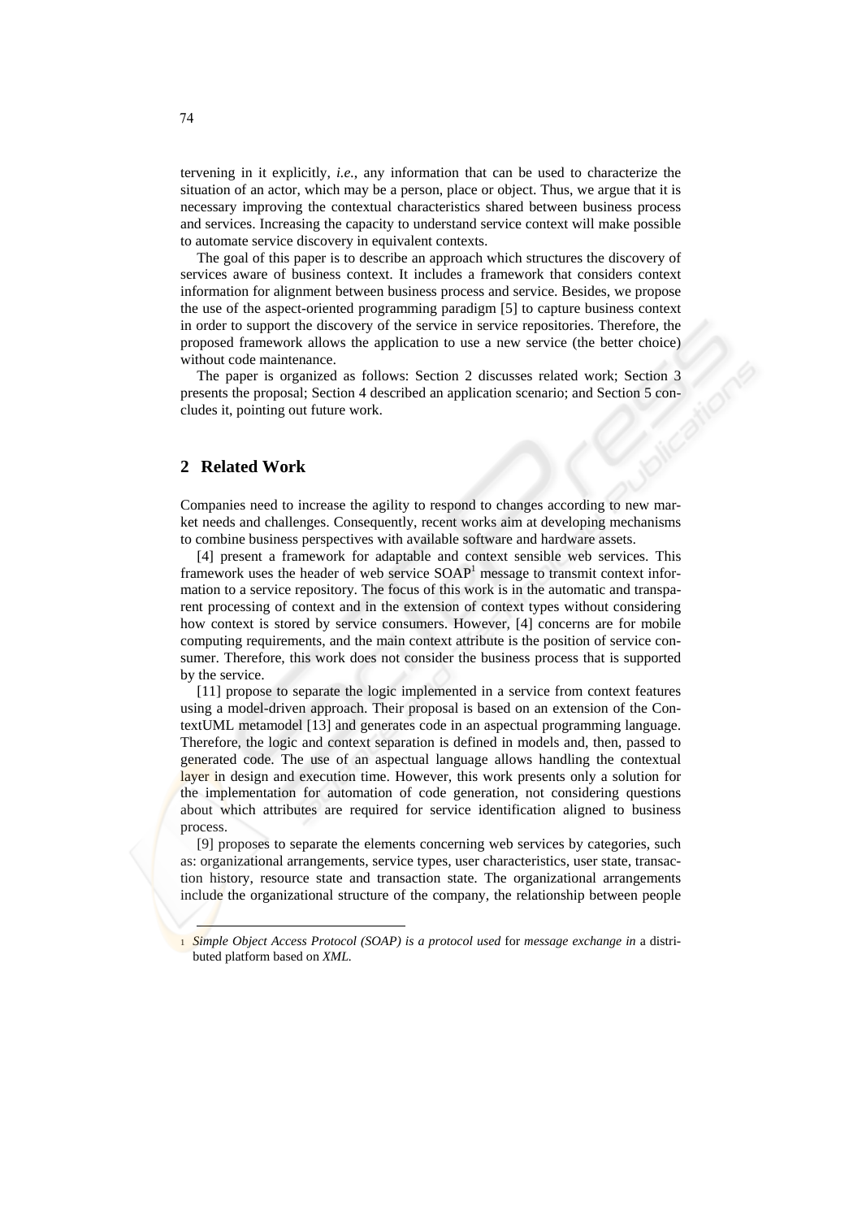tervening in it explicitly, *i.e.*, any information that can be used to characterize the situation of an actor, which may be a person, place or object. Thus, we argue that it is necessary improving the contextual characteristics shared between business process and services. Increasing the capacity to understand service context will make possible to automate service discovery in equivalent contexts.

The goal of this paper is to describe an approach which structures the discovery of services aware of business context. It includes a framework that considers context information for alignment between business process and service. Besides, we propose the use of the aspect-oriented programming paradigm [5] to capture business context in order to support the discovery of the service in service repositories. Therefore, the proposed framework allows the application to use a new service (the better choice) without code maintenance.

The paper is organized as follows: Section 2 discusses related work; Section 3 presents the proposal; Section 4 described an application scenario; and Section 5 concludes it, pointing out future work.

## 2 Related Work

Companies need to increase the agility to respond to changes according to new market needs and challenges. Consequently, recent works aim at developing mechanisms to combine business perspectives with available software and hardware assets.

[4] present a framework for adaptable and context sensible web services. This framework uses the header of web service SOAP[1] message to transmit context information to a service repository. The focus of this work is in the automatic and transparent processing of context and in the extension of context types without considering how context is stored by service consumers. However, [4] concerns are for mobile computing requirements, and the main context attribute is the position of service consumer. Therefore, this work does not consider the business process that is supported by the service.

[11] propose to separate the logic implemented in a service from context features using a model-driven approach. Their proposal is based on an extension of the ContextUML metamodel [13] and generates code in an aspectual programming language. Therefore, the logic and context separation is defined in models and, then, passed to generated code. The use of an aspectual language allows handling the contextual layer in design and execution time. However, this work presents only a solution for the implementation for automation of code generation, not considering questions about which attributes are required for service identification aligned to business process.

[9] proposes to separate the elements concerning web services by categories, such as: organizational arrangements, service types, user characteristics, user state, transaction history, resource state and transaction state. The organizational arrangements include the organizational structure of the company, the relationship between people

---

1 *Simple Object Access Protocol (SOAP) is a protocol used* for *message exchange in* a distributed platform based on *XML*.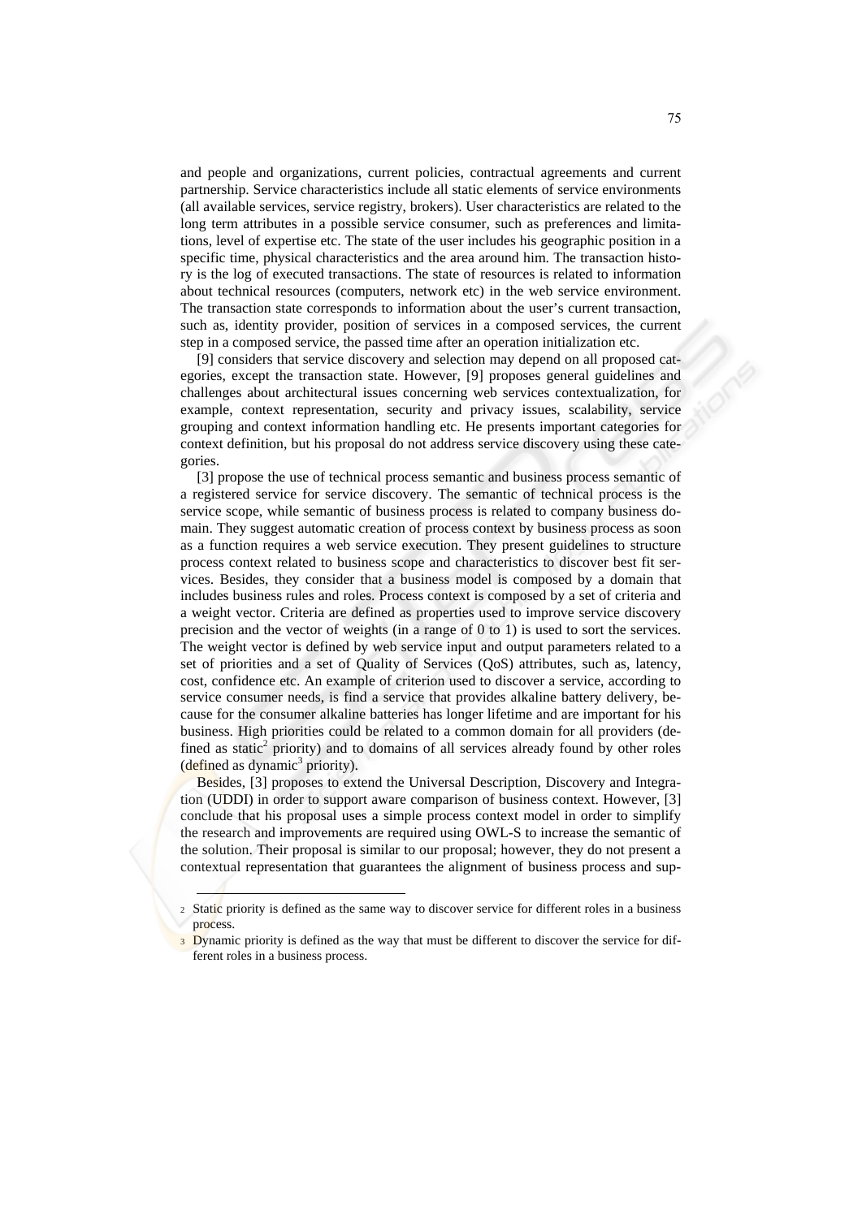and people and organizations, current policies, contractual agreements and current partnership. Service characteristics include all static elements of service environments (all available services, service registry, brokers). User characteristics are related to the long term attributes in a possible service consumer, such as preferences and limitations, level of expertise etc. The state of the user includes his geographic position in a specific time, physical characteristics and the area around him. The transaction history is the log of executed transactions. The state of resources is related to information about technical resources (computers, network etc) in the web service environment. The transaction state corresponds to information about the user's current transaction, such as, identity provider, position of services in a composed services, the current step in a composed service, the passed time after an operation initialization etc.

[9] considers that service discovery and selection may depend on all proposed categories, except the transaction state. However, [9] proposes general guidelines and challenges about architectural issues concerning web services contextualization, for example, context representation, security and privacy issues, scalability, service grouping and context information handling etc. He presents important categories for context definition, but his proposal do not address service discovery using these categories.

[3] propose the use of technical process semantic and business process semantic of a registered service for service discovery. The semantic of technical process is the service scope, while semantic of business process is related to company business domain. They suggest automatic creation of process context by business process as soon as a function requires a web service execution. They present guidelines to structure process context related to business scope and characteristics to discover best fit services. Besides, they consider that a business model is composed by a domain that includes business rules and roles. Process context is composed by a set of criteria and a weight vector. Criteria are defined as properties used to improve service discovery precision and the vector of weights (in a range of 0 to 1) is used to sort the services. The weight vector is defined by web service input and output parameters related to a set of priorities and a set of Quality of Services (QoS) attributes, such as, latency, cost, confidence etc. An example of criterion used to discover a service, according to service consumer needs, is find a service that provides alkaline battery delivery, because for the consumer alkaline batteries has longer lifetime and are important for his business. High priorities could be related to a common domain for all providers (defined as static[2] priority) and to domains of all services already found by other roles (defined as dynamic[3] priority).

Besides, [3] proposes to extend the Universal Description, Discovery and Integration (UDDI) in order to support aware comparison of business context. However, [3] conclude that his proposal uses a simple process context model in order to simplify the research and improvements are required using OWL-S to increase the semantic of the solution. Their proposal is similar to our proposal; however, they do not present a contextual representation that guarantees the alignment of business process and sup-

---

[2] Static priority is defined as the same way to discover service for different roles in a business process.

[3] Dynamic priority is defined as the way that must be different to discover the service for different roles in a business process.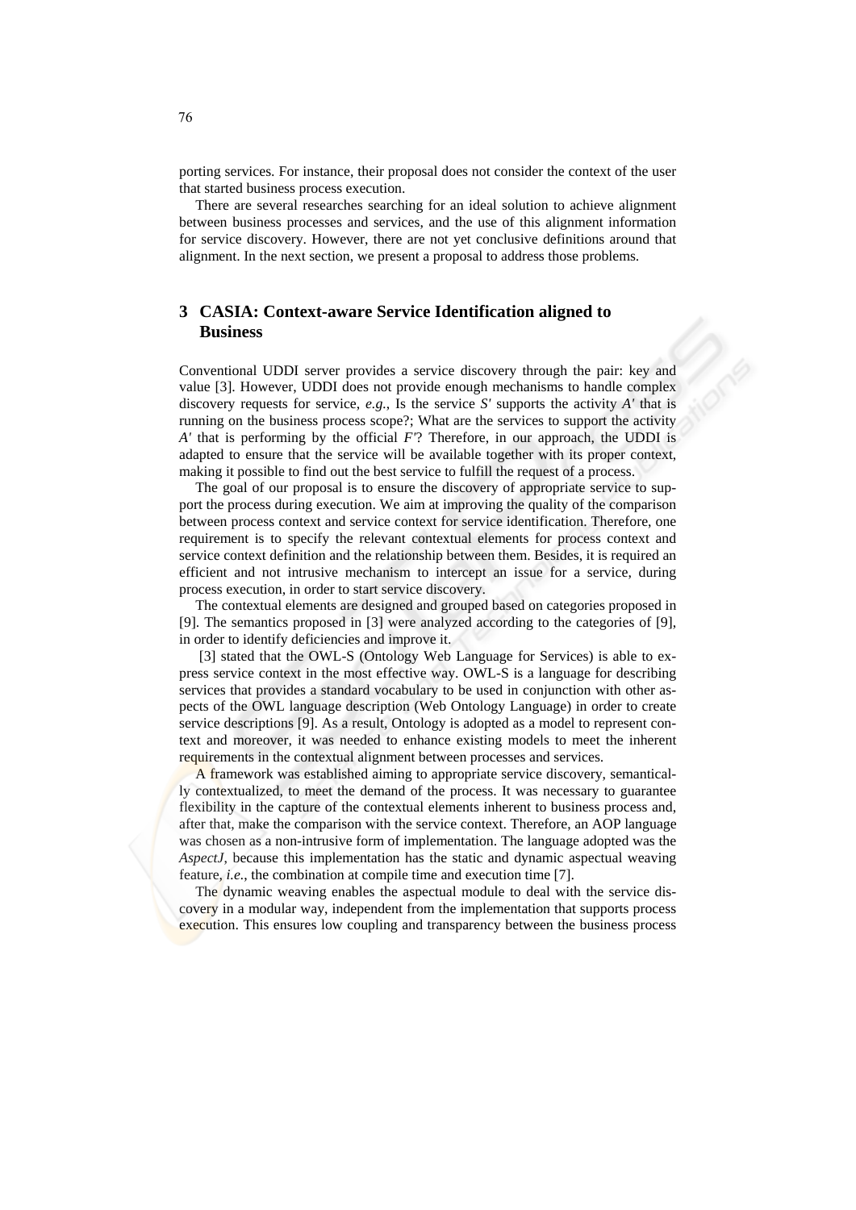porting services. For instance, their proposal does not consider the context of the user that started business process execution.

There are several researches searching for an ideal solution to achieve alignment between business processes and services, and the use of this alignment information for service discovery. However, there are not yet conclusive definitions around that alignment. In the next section, we present a proposal to address those problems.

## 3 CASIA: Context-aware Service Identification aligned to Business

Conventional UDDI server provides a service discovery through the pair: key and value [3]. However, UDDI does not provide enough mechanisms to handle complex discovery requests for service, *e.g.*, Is the service *S'* supports the activity *A'* that is running on the business process scope?; What are the services to support the activity *A'* that is performing by the official *F'*? Therefore, in our approach, the UDDI is adapted to ensure that the service will be available together with its proper context, making it possible to find out the best service to fulfill the request of a process.

The goal of our proposal is to ensure the discovery of appropriate service to support the process during execution. We aim at improving the quality of the comparison between process context and service context for service identification. Therefore, one requirement is to specify the relevant contextual elements for process context and service context definition and the relationship between them. Besides, it is required an efficient and not intrusive mechanism to intercept an issue for a service, during process execution, in order to start service discovery.

The contextual elements are designed and grouped based on categories proposed in [9]. The semantics proposed in [3] were analyzed according to the categories of [9], in order to identify deficiencies and improve it.

[3] stated that the OWL-S (Ontology Web Language for Services) is able to express service context in the most effective way. OWL-S is a language for describing services that provides a standard vocabulary to be used in conjunction with other aspects of the OWL language description (Web Ontology Language) in order to create service descriptions [9]. As a result, Ontology is adopted as a model to represent context and moreover, it was needed to enhance existing models to meet the inherent requirements in the contextual alignment between processes and services.

A framework was established aiming to appropriate service discovery, semantically contextualized, to meet the demand of the process. It was necessary to guarantee flexibility in the capture of the contextual elements inherent to business process and, after that, make the comparison with the service context. Therefore, an AOP language was chosen as a non-intrusive form of implementation. The language adopted was the *AspectJ*, because this implementation has the static and dynamic aspectual weaving feature, *i.e.*, the combination at compile time and execution time [7].

The dynamic weaving enables the aspectual module to deal with the service discovery in a modular way, independent from the implementation that supports process execution. This ensures low coupling and transparency between the business process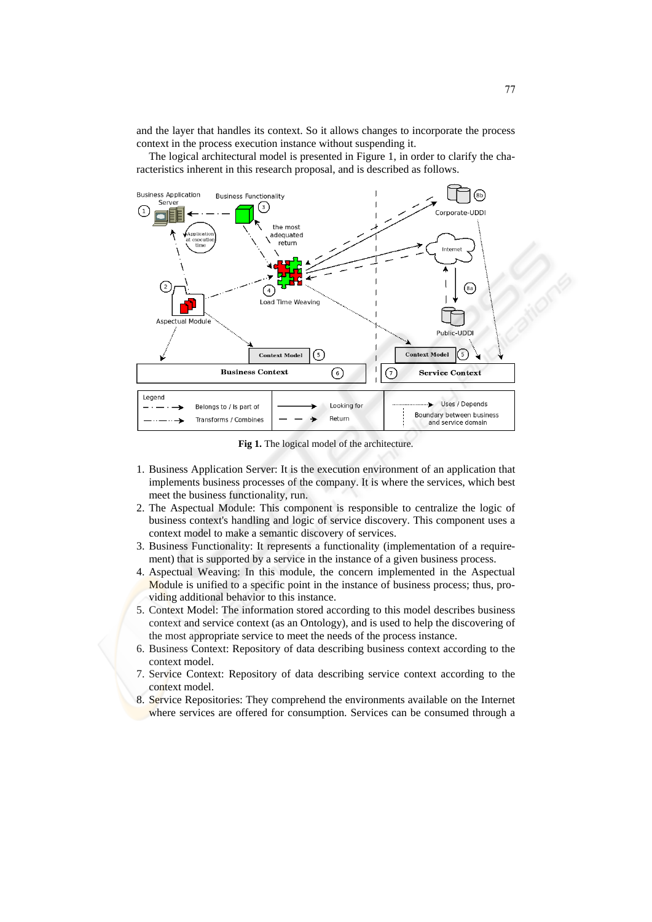and the layer that handles its context. So it allows changes to incorporate the process context in the process execution instance without suspending it.

The logical architectural model is presented in Figure 1, in order to clarify the characteristics inherent in this research proposal, and is described as follows.

**Fig 1.** The logical model of the architecture.

1. Business Application Server: It is the execution environment of an application that implements business processes of the company. It is where the services, which best meet the business functionality, run.
2. The Aspectual Module: This component is responsible to centralize the logic of business context's handling and logic of service discovery. This component uses a context model to make a semantic discovery of services.
3. Business Functionality: It represents a functionality (implementation of a requirement) that is supported by a service in the instance of a given business process.
4. Aspectual Weaving: In this module, the concern implemented in the Aspectual Module is unified to a specific point in the instance of business process; thus, providing additional behavior to this instance.
5. Context Model: The information stored according to this model describes business context and service context (as an Ontology), and is used to help the discovering of the most appropriate service to meet the needs of the process instance.
6. Business Context: Repository of data describing business context according to the context model.
7. Service Context: Repository of data describing service context according to the context model.
8. Service Repositories: They comprehend the environments available on the Internet where services are offered for consumption. Services can be consumed through a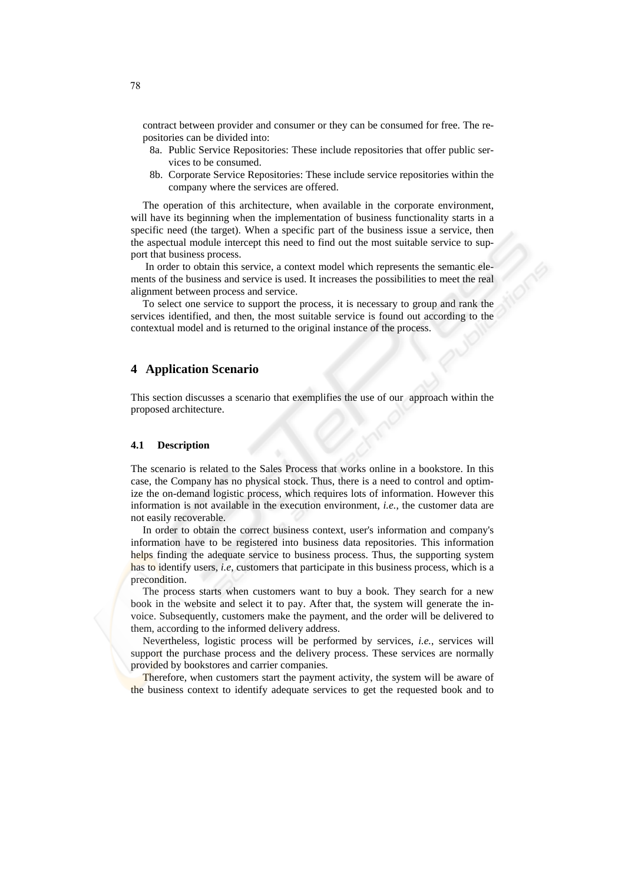contract between provider and consumer or they can be consumed for free. The repositories can be divided into:

- 8a. Public Service Repositories: These include repositories that offer public services to be consumed.
- 8b. Corporate Service Repositories: These include service repositories within the company where the services are offered.

The operation of this architecture, when available in the corporate environment, will have its beginning when the implementation of business functionality starts in a specific need (the target). When a specific part of the business issue a service, then the aspectual module intercept this need to find out the most suitable service to support that business process.

In order to obtain this service, a context model which represents the semantic elements of the business and service is used. It increases the possibilities to meet the real alignment between process and service.

To select one service to support the process, it is necessary to group and rank the services identified, and then, the most suitable service is found out according to the contextual model and is returned to the original instance of the process.

## 4 Application Scenario

This section discusses a scenario that exemplifies the use of our approach within the proposed architecture.

### 4.1 Description

The scenario is related to the Sales Process that works online in a bookstore. In this case, the Company has no physical stock. Thus, there is a need to control and optimize the on-demand logistic process, which requires lots of information. However this information is not available in the execution environment, *i.e.*, the customer data are not easily recoverable.

In order to obtain the correct business context, user's information and company's information have to be registered into business data repositories. This information helps finding the adequate service to business process. Thus, the supporting system has to identify users, *i.e*, customers that participate in this business process, which is a precondition.

The process starts when customers want to buy a book. They search for a new book in the website and select it to pay. After that, the system will generate the invoice. Subsequently, customers make the payment, and the order will be delivered to them, according to the informed delivery address.

Nevertheless, logistic process will be performed by services, *i.e.*, services will support the purchase process and the delivery process. These services are normally provided by bookstores and carrier companies.

Therefore, when customers start the payment activity, the system will be aware of the business context to identify adequate services to get the requested book and to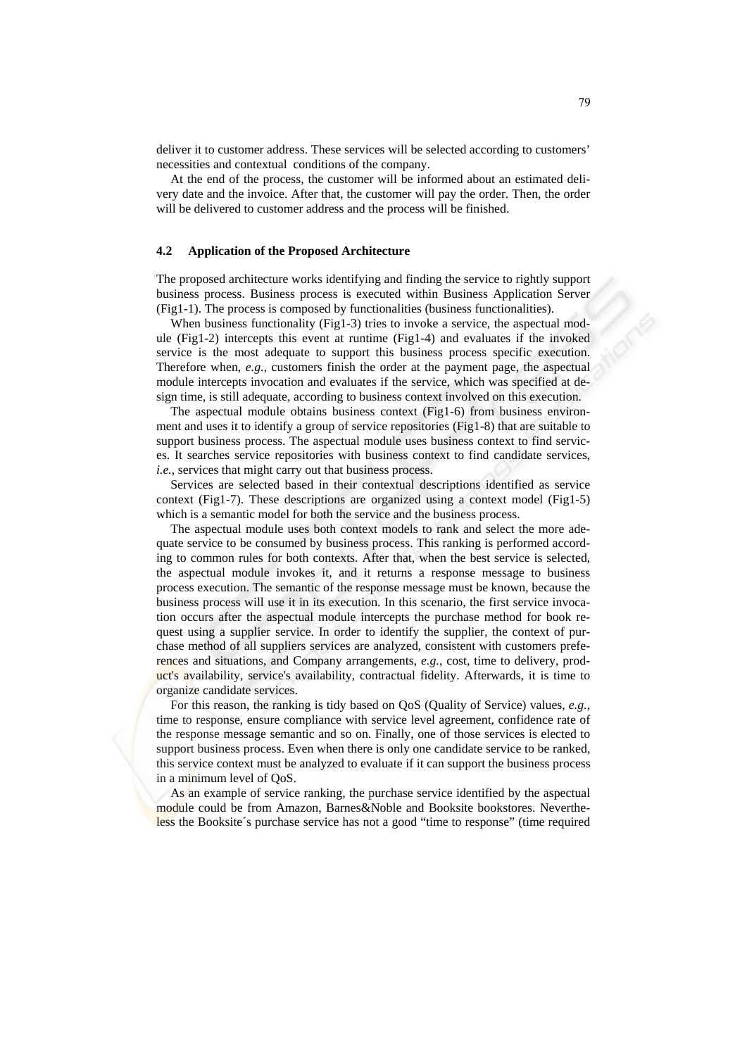deliver it to customer address. These services will be selected according to customers' necessities and contextual conditions of the company.

At the end of the process, the customer will be informed about an estimated delivery date and the invoice. After that, the customer will pay the order. Then, the order will be delivered to customer address and the process will be finished.

### 4.2 Application of the Proposed Architecture

The proposed architecture works identifying and finding the service to rightly support business process. Business process is executed within Business Application Server (Fig1-1). The process is composed by functionalities (business functionalities).

When business functionality (Fig1-3) tries to invoke a service, the aspectual module (Fig1-2) intercepts this event at runtime (Fig1-4) and evaluates if the invoked service is the most adequate to support this business process specific execution. Therefore when, *e.g.*, customers finish the order at the payment page, the aspectual module intercepts invocation and evaluates if the service, which was specified at design time, is still adequate, according to business context involved on this execution.

The aspectual module obtains business context (Fig1-6) from business environment and uses it to identify a group of service repositories (Fig1-8) that are suitable to support business process. The aspectual module uses business context to find services. It searches service repositories with business context to find candidate services, *i.e.*, services that might carry out that business process.

Services are selected based in their contextual descriptions identified as service context (Fig1-7). These descriptions are organized using a context model (Fig1-5) which is a semantic model for both the service and the business process.

The aspectual module uses both context models to rank and select the more adequate service to be consumed by business process. This ranking is performed according to common rules for both contexts. After that, when the best service is selected, the aspectual module invokes it, and it returns a response message to business process execution. The semantic of the response message must be known, because the business process will use it in its execution. In this scenario, the first service invocation occurs after the aspectual module intercepts the purchase method for book request using a supplier service. In order to identify the supplier, the context of purchase method of all suppliers services are analyzed, consistent with customers preferences and situations, and Company arrangements, *e.g.*, cost, time to delivery, product's availability, service's availability, contractual fidelity. Afterwards, it is time to organize candidate services.

For this reason, the ranking is tidy based on QoS (Quality of Service) values, *e.g.*, time to response, ensure compliance with service level agreement, confidence rate of the response message semantic and so on. Finally, one of those services is elected to support business process. Even when there is only one candidate service to be ranked, this service context must be analyzed to evaluate if it can support the business process in a minimum level of QoS.

As an example of service ranking, the purchase service identified by the aspectual module could be from Amazon, Barnes&Noble and Booksite bookstores. Nevertheless the Booksite´s purchase service has not a good "time to response" (time required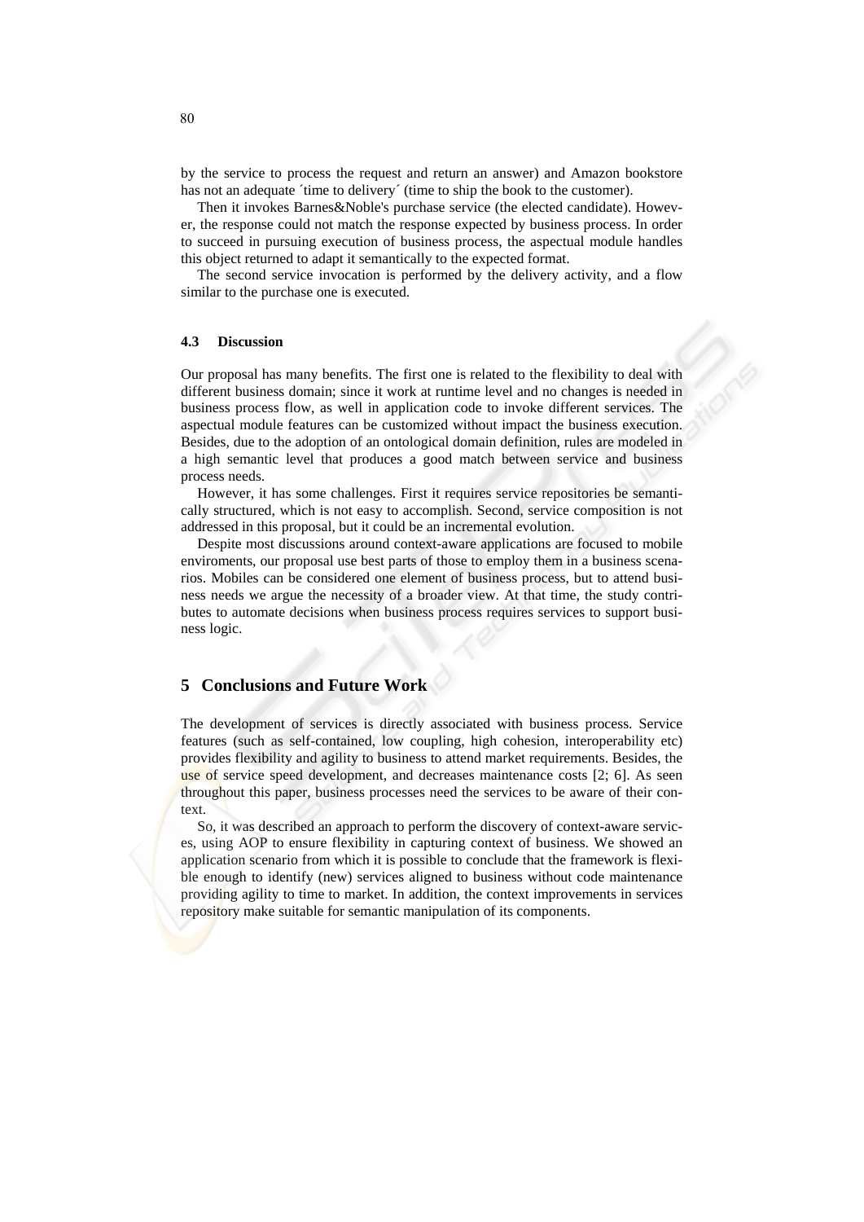by the service to process the request and return an answer) and Amazon bookstore has not an adequate ´time to delivery´ (time to ship the book to the customer).

Then it invokes Barnes&Noble's purchase service (the elected candidate). However, the response could not match the response expected by business process. In order to succeed in pursuing execution of business process, the aspectual module handles this object returned to adapt it semantically to the expected format.

The second service invocation is performed by the delivery activity, and a flow similar to the purchase one is executed.

### 4.3 Discussion

Our proposal has many benefits. The first one is related to the flexibility to deal with different business domain; since it work at runtime level and no changes is needed in business process flow, as well in application code to invoke different services. The aspectual module features can be customized without impact the business execution. Besides, due to the adoption of an ontological domain definition, rules are modeled in a high semantic level that produces a good match between service and business process needs.

However, it has some challenges. First it requires service repositories be semantically structured, which is not easy to accomplish. Second, service composition is not addressed in this proposal, but it could be an incremental evolution.

Despite most discussions around context-aware applications are focused to mobile enviroments, our proposal use best parts of those to employ them in a business scenarios. Mobiles can be considered one element of business process, but to attend business needs we argue the necessity of a broader view. At that time, the study contributes to automate decisions when business process requires services to support business logic.

## 5 Conclusions and Future Work

The development of services is directly associated with business process. Service features (such as self-contained, low coupling, high cohesion, interoperability etc) provides flexibility and agility to business to attend market requirements. Besides, the use of service speed development, and decreases maintenance costs [2; 6]. As seen throughout this paper, business processes need the services to be aware of their context.

So, it was described an approach to perform the discovery of context-aware services, using AOP to ensure flexibility in capturing context of business. We showed an application scenario from which it is possible to conclude that the framework is flexible enough to identify (new) services aligned to business without code maintenance providing agility to time to market. In addition, the context improvements in services repository make suitable for semantic manipulation of its components.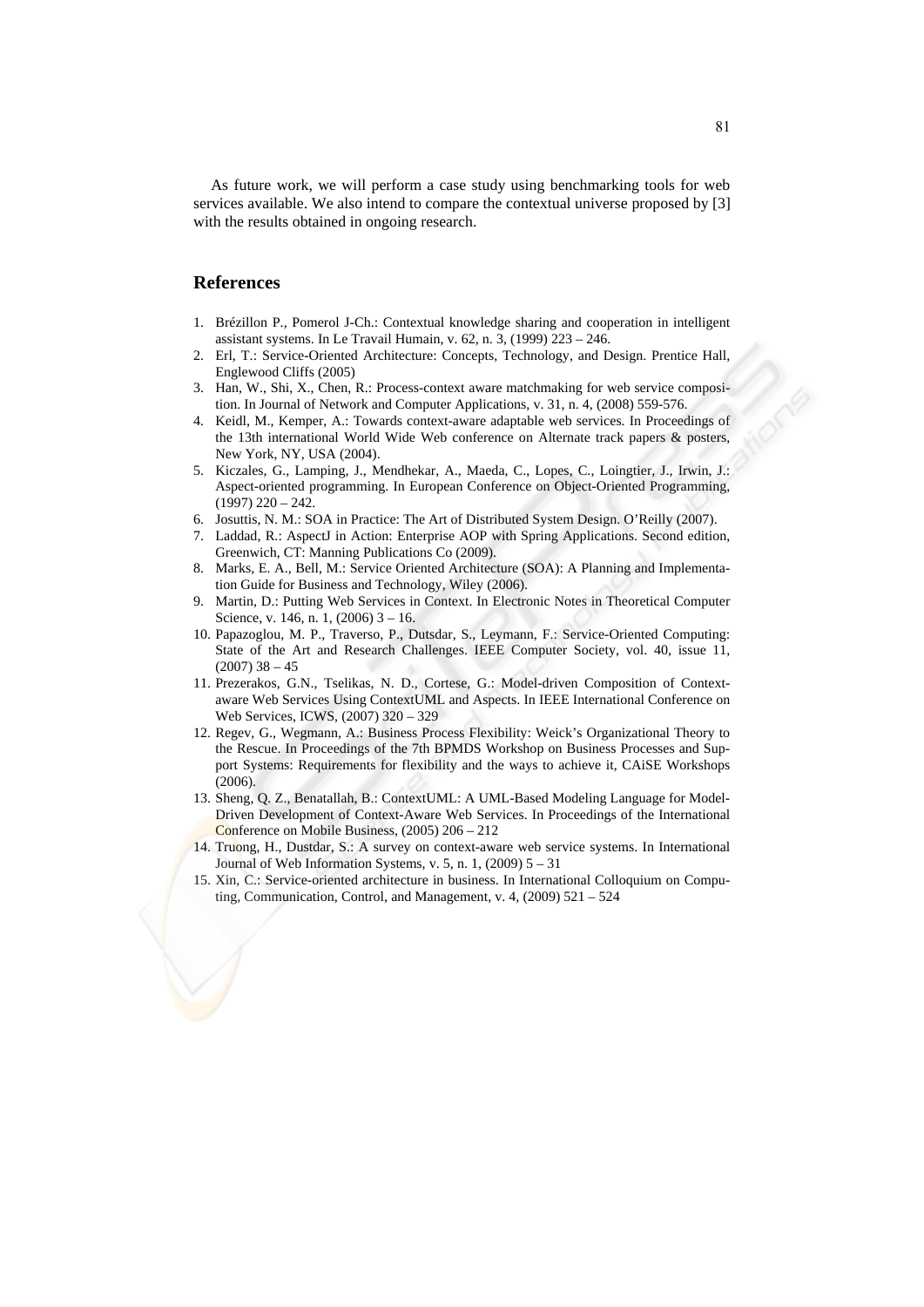As future work, we will perform a case study using benchmarking tools for web services available. We also intend to compare the contextual universe proposed by [3] with the results obtained in ongoing research.

## References

1. Brézillon P., Pomerol J-Ch.: Contextual knowledge sharing and cooperation in intelligent assistant systems. In Le Travail Humain, v. 62, n. 3, (1999) 223 – 246.
2. Erl, T.: Service-Oriented Architecture: Concepts, Technology, and Design. Prentice Hall, Englewood Cliffs (2005)
3. Han, W., Shi, X., Chen, R.: Process-context aware matchmaking for web service composition. In Journal of Network and Computer Applications, v. 31, n. 4, (2008) 559-576.
4. Keidl, M., Kemper, A.: Towards context-aware adaptable web services. In Proceedings of the 13th international World Wide Web conference on Alternate track papers & posters, New York, NY, USA (2004).
5. Kiczales, G., Lamping, J., Mendhekar, A., Maeda, C., Lopes, C., Loingtier, J., Irwin, J.: Aspect-oriented programming. In European Conference on Object-Oriented Programming, (1997) 220 – 242.
6. Josuttis, N. M.: SOA in Practice: The Art of Distributed System Design. O'Reilly (2007).
7. Laddad, R.: AspectJ in Action: Enterprise AOP with Spring Applications. Second edition, Greenwich, CT: Manning Publications Co (2009).
8. Marks, E. A., Bell, M.: Service Oriented Architecture (SOA): A Planning and Implementation Guide for Business and Technology, Wiley (2006).
9. Martin, D.: Putting Web Services in Context. In Electronic Notes in Theoretical Computer Science, v. 146, n. 1, (2006) 3 – 16.
10. Papazoglou, M. P., Traverso, P., Dutsdar, S., Leymann, F.: Service-Oriented Computing: State of the Art and Research Challenges. IEEE Computer Society, vol. 40, issue 11, (2007) 38 – 45
11. Prezerakos, G.N., Tselikas, N. D., Cortese, G.: Model-driven Composition of Context-aware Web Services Using ContextUML and Aspects. In IEEE International Conference on Web Services, ICWS, (2007) 320 – 329
12. Regev, G., Wegmann, A.: Business Process Flexibility: Weick's Organizational Theory to the Rescue. In Proceedings of the 7th BPMDS Workshop on Business Processes and Support Systems: Requirements for flexibility and the ways to achieve it, CAiSE Workshops (2006).
13. Sheng, Q. Z., Benatallah, B.: ContextUML: A UML-Based Modeling Language for Model-Driven Development of Context-Aware Web Services. In Proceedings of the International Conference on Mobile Business, (2005) 206 – 212
14. Truong, H., Dustdar, S.: A survey on context-aware web service systems. In International Journal of Web Information Systems, v. 5, n. 1, (2009) 5 – 31
15. Xin, C.: Service-oriented architecture in business. In International Colloquium on Computing, Communication, Control, and Management, v. 4, (2009) 521 – 524